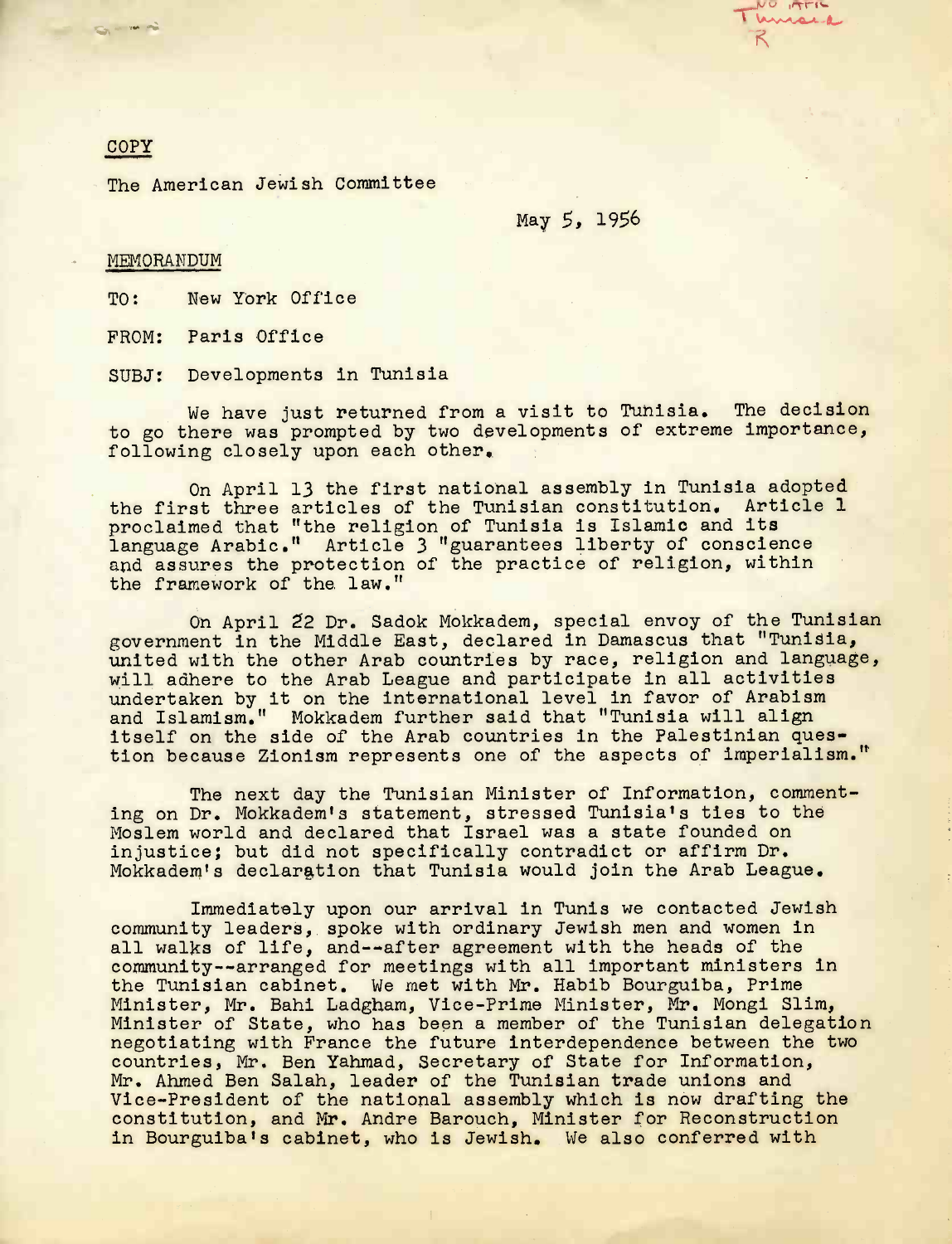COPY

The American Jewish Committee

May 5, 1956

MEMORANDUM

TO: New York Office

FROM: Paris Office

SUBJ: Developments in Tunisia

We have just returned from a visit to Tunisia. The decision to go there was prompted by two developments of extreme importance, following closely upon each other.

On April 13 the first national assembly in Tunisia adopted the first three articles of the Tunisian constitution. Article 1 proclaimed that "the religion of Tunisia is Islamic and its language Arabic." Article 3 "guarantees liberty of conscience and assures the protection of the practice of religion, within the framework of the law."

On April 22 Dr. Sadok Mokkadem, special envoy of the Tunisian government in the Middle East, declared in Damascus that "Tunisia, united with the other Arab countries by race, religion and language, will adhere to the Arab League and participate in all activities undertaken by it on the international level in favor of Arabism and Islamism." Mokkadem further said that "Tunisia will align itself on the side of the Arab countries in the Palestinian question because Zionism represents one of the aspects of imperialism."

The next day the Tunisian Minister of Information, commenting on Dr. Mokkadem's statement, stressed Tunisia's ties to the Moslem world and declared that Israel was a state founded on injustice; but did not specifically contradict or affirm Dr. Mokkadem's declaration that Tunisia would join the Arab League.

Immediately upon our arrival in Tunis we contacted Jewish community leaders, spoke with ordinary Jewish men and women in all walks of life, and--after agreement with the heads of the community--arranged for meetings with all important ministers in the Tunisian cabinet. We met with Mr. Habib Bourguiba, Prime Minister, Mr. Bahi Ladgham, Vice-Prime Minister, Mr. Mongi Slim, Minister of State, who has been a member of the Tunisian delegation negotiating with France the future interdependence between the two countries, Mr. Ben Yahmad, Secretary of State for Information, Mr. Ahmed Ben Salah, leader of the Tunisian trade unions and Vice-President of the national assembly which is now drafting the constitution, and Mr. Andre Barouch, Minister for Reconstruction in Bourguiba's cabinet, who is Jewish. We also conferred with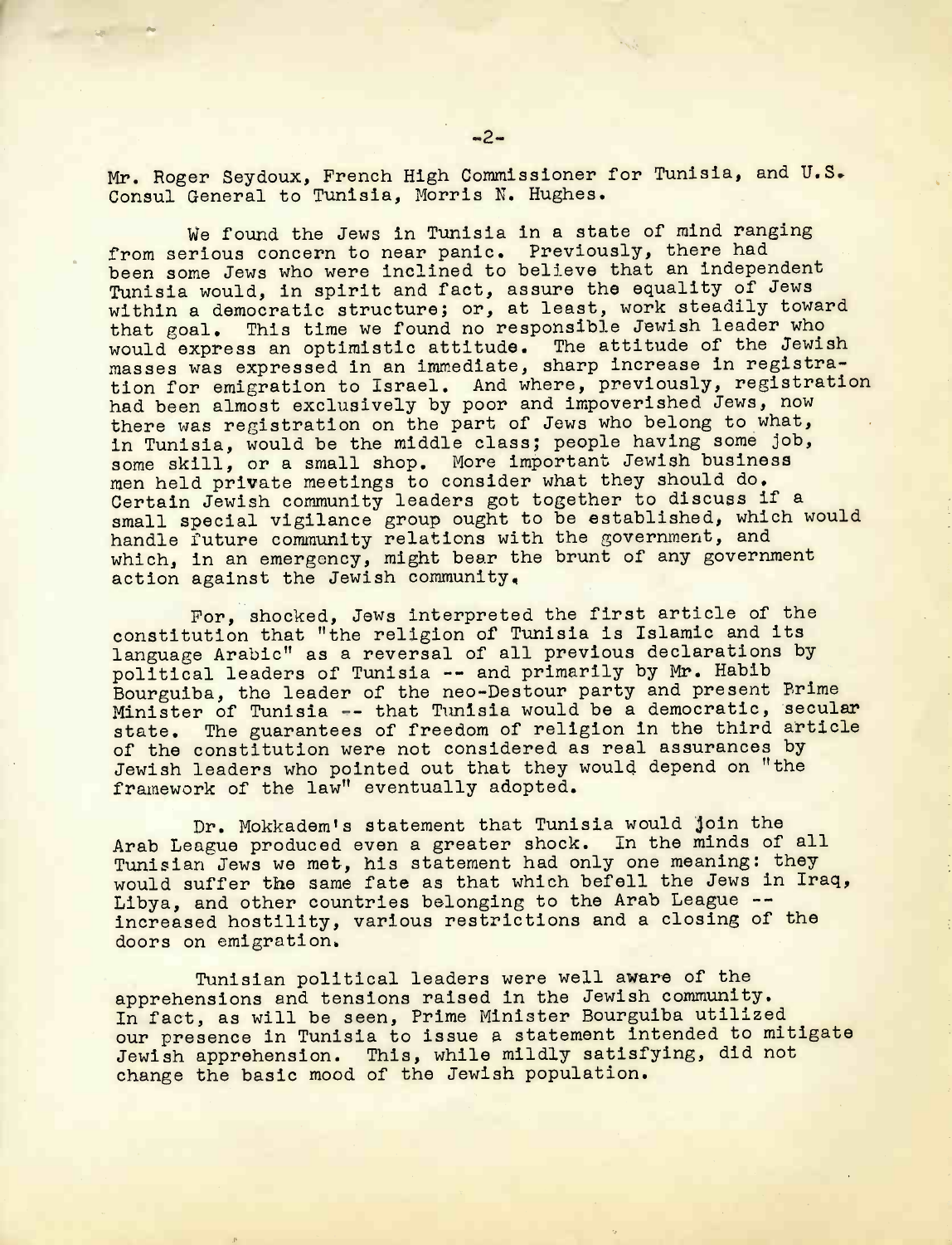Mr. Roger Seydoux, French High Commissioner for Tunisia, and U.S. Consul General to Tunisia, Morris N. Hughes.

We found the Jews in Tunisia in a state of mind ranging from serious concern to near panic. Previously, there had been some Jews who were inclined to believe that an independent Tunisia would, in spirit and fact, assure the equality of Jews within a democratic structure; or, at least, work steadily toward that goal. This time we found no responsible Jewish leader who would express an optimistic attitude. The attitude of the Jewish masses was expressed in an immediate, sharp increase in registration for emigration to Israel. And where, previously, registration had been almost exclusively by poor and impoverished Jews, now there was registration on the part of Jews who belong to what, in Tunisia, would be the middle class; people having some job, some skill, or a small shop. More important Jewish business men held private meetings to consider what they should do. Certain Jewish community leaders got together to discuss if a small special vigilance group ought to be established, which would handle future community relations with the government, and which, in an emergency, might bear the brunt of any government action against the Jewish community.

For, shocked, Jews interpreted the first article of the constitution that "the religion of Tunisia is Islamic and its language Arabic" as a reversal of all previous declarations by political leaders of Tunisia -- and primarily by Mr. Habib Bourguiba, the leader of the neo-Destour party and present Prime Minister of Tunisia -- that Tunisia would be a democratic, secular state. The guarantees of freedom of religion in the third article of the constitution were not considered as real assurances by Jewish leaders who pointed out that they would depend on "the framework of the law" eventually adopted.

Dr. Mokkadem's statement that Tunisia would join the Arab League produced even a greater shock. In the minds of all Tunisian Jews we met, his statement had only one meaning: they would suffer the same fate as that which befell the Jews in Iraq, Libya, and other countries belonging to the Arab League -- increased hostility, various restrictions and a closing of the doors on emigration.

Tunisian political leaders were well aware of the apprehensions and tensions raised in the Jewish community. In fact, as will be seen, Prime Minister Bourguiba utilized our presence in Tunisia to issue a statement intended to mitigate Jewish apprehension. This, while mildly satisfying, did not change the basic mood of the Jewish population.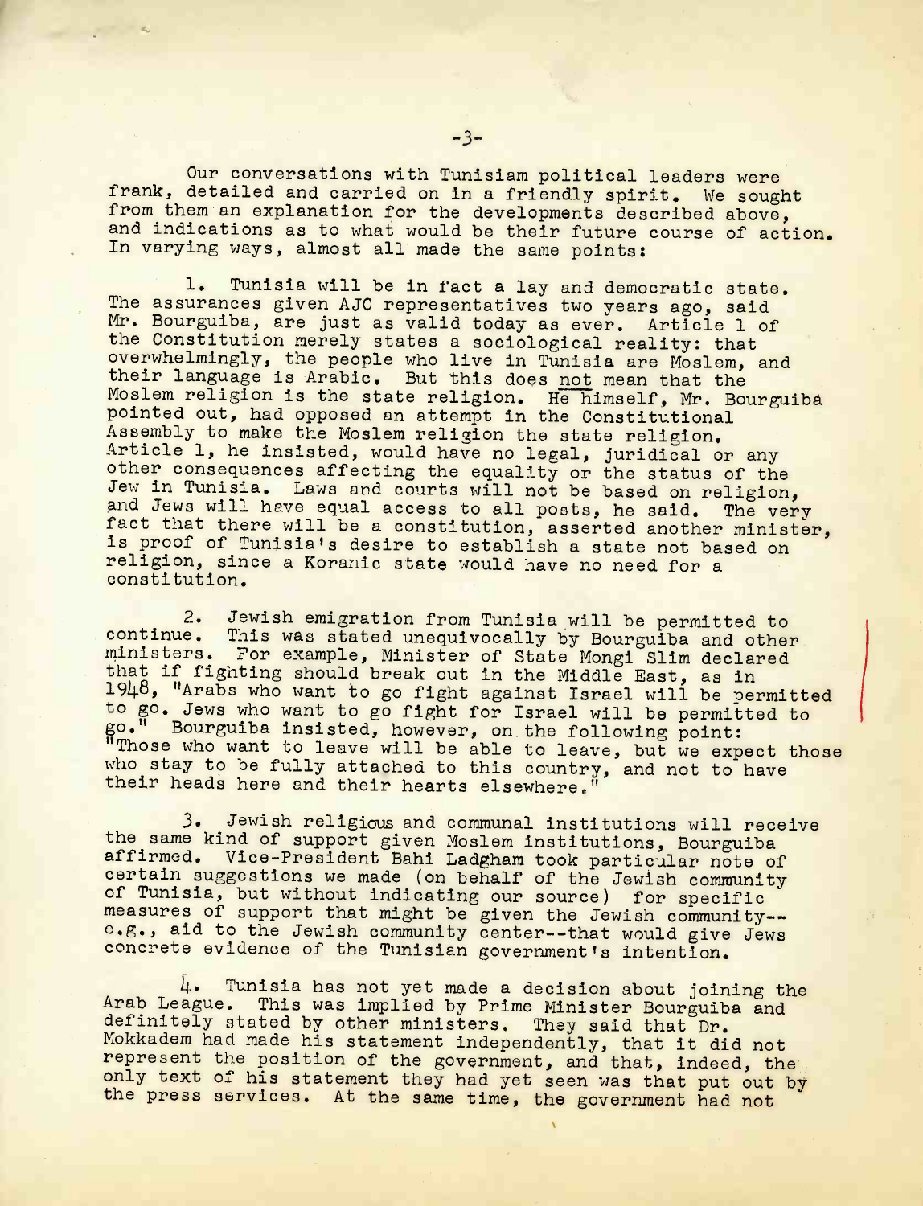Our conversations with Tunisiam political leaders were frank, detailed and carried on in a friendly spirit. We sought from them an explanation for the developments described above, and indications as to what would be their future course of action. In varying ways, almost all made the same points:

1. Tunisia will be in fact a lay and democratic state. The assurances given AJC representatives two years ago, said Mr. Bourguiba, are just as valid today as ever. Article 1 of the Constitution merely states a sociological reality: that overwhelmingly, the people who live in Tunisia are Moslem, and their language is Arabic. But this does not mean that the Moslem religion is the state religion. He himself, Mr. Bourguiba pointed out, had opposed an attempt in the Constitutional Assembly to make the Moslem religion the state religion. Article 1, he insisted, would have no legal, juridical or any other consequences affecting the equality or the status of the Jew in Tunisia. Laws and courts will not be based on religion, and Jews will have equal access to all posts, he said. The very fact that there will be a constitution, asserted another minister, is proof of Tunisia's desire to establish a state not based on religion, since a Koranic state would have no need for a constitution.

2. Jewish emigration from Tunisia will be permitted to continue. This was stated unequivocally by Bourguiba and other ministers. For example, Minister of State Mongi Slim declared that if fighting should break out in the Middle East, as in 1948, "Arabs who want to go fight against Israel will be permitted to go. Jews who want to go fight for Israel will be permitted to go." Bourguiba insisted, however, on the following point: "Those who want to leave will be able to leave, but we expect those who stay to be fully attached to this country, and not to have their heads here and their hearts elsewhere."

3. Jewish religious and communal institutions will receive the same kind of support given Moslem institutions, Bourguiba affirmed. Vice-President Bahi Ladgham took particular note of certain suggestions we made (on behalf of the Jewish community of Tunisia, but without indicating our source) for specific measures of support that might be given the Jewish community--e.g., aid to the Jewish community center--that would give Jews concrete evidence of the Tunisian government's intention.

4. Tunisia has not yet made a decision about joining the Arab League. This was implied by Prime Minister Bourguiba and definitely stated by other ministers. They said that Dr. Mokkadem had made his statement independently, that it did not represent the position of the government, and that, indeed, the only text of his statement they had yet seen was that put out by the press services. At the same time, the government had not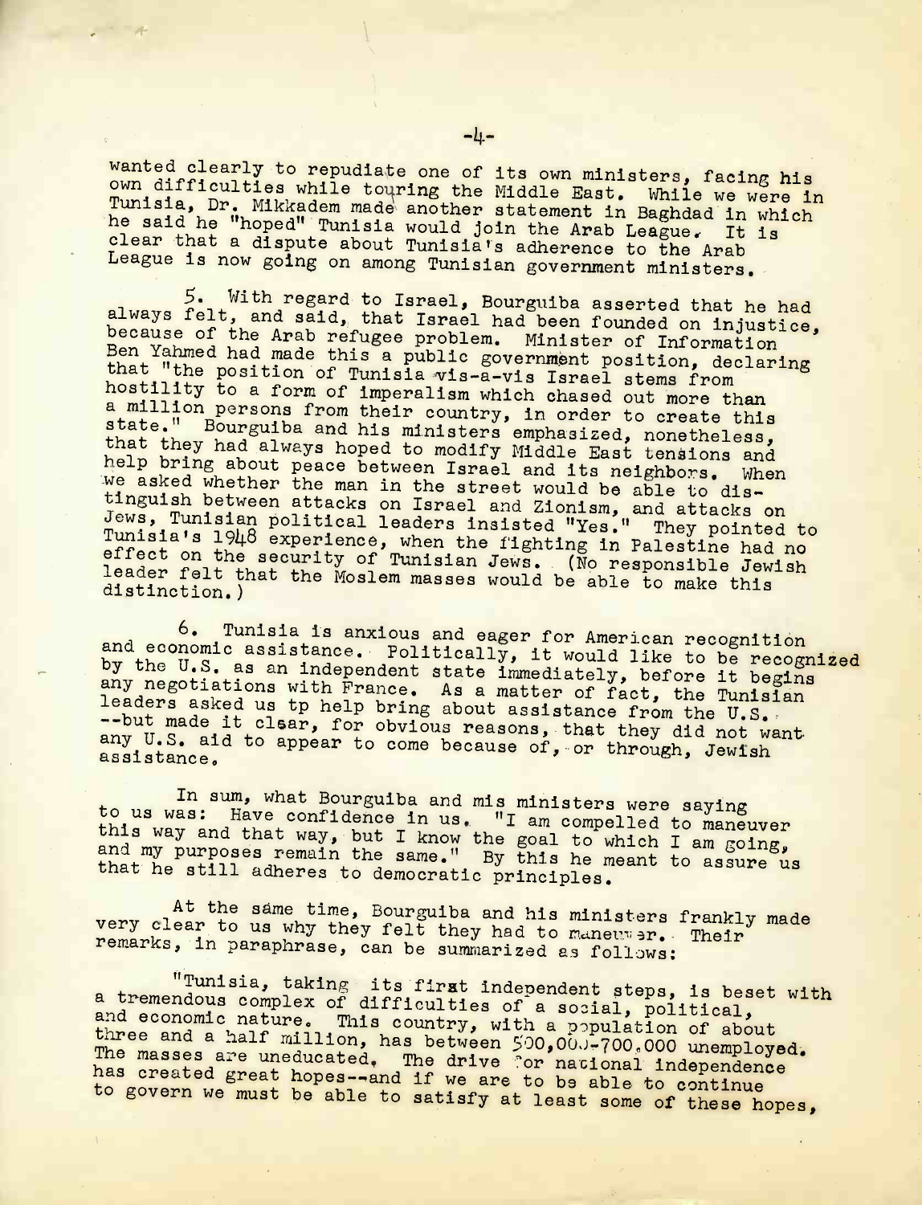wanted clearly to repudiate one of its own ministers, facing his own difficulties while touring the Middle East. While we were in Tunisia, Dr. Mikkadem made another statement in Baghdad in which he said he "hoped" Tunisia would join the Arab League. It is clear that a dispute about Tunisia's adherence to the Arab League is now going on among Tunisian government ministers.

5. With regard to Israel, Bourguiba asserted that he had always felt, and said, that Israel had been founded on injustice, because of the Arab refugee problem. Minister of Information Ben Yahmed had made this a public government position, declaring that "the position of Tunisia vis-a-vis Israel stems from hostility to a form of imperialism which chased out more than a million persons from their country, in order to create this state." Bourguiba and his ministers emphasized, nonetheless, that they had always hoped to modify Middle East tensions and help bring about peace between Israel and its neighbors. When we asked whether the man in the street would be able to distinguish between attacks on Israel and Zionism, and attacks on Jews, Tunisian political leaders insisted "Yes." They pointed to Tunisia's 1948 experience, when the fighting in Palestine had no effect on the security of Tunisian Jews. (No responsible Jewish leader felt that the Moslem masses would be able to make this distinction.)

6. Tunisia is anxious and eager for American recognition and economic assistance. Politically, it would like to be recognized by the U.S. as an independent state immediately, before it begins any negotiations with France. As a matter of fact, the Tunisian leaders asked us tp help bring about assistance from the U.S. --but made it clear, for obvious reasons, that they did not want any U.S. aid to appear to come because of, or through, Jewish assistance.

In sum, what Bourguiba and mis ministers were saying to us was: Have confidence in us. "I am compelled to maneuver this way and that way, but I know the goal to which I am going, and my purposes remain the same." By this he meant to assure us that he still adheres to democratic principles.

At the same time, Bourguiba and his ministers frankly made very clear to us why they felt they had to maneuver. Their remarks, in paraphrase, can be summarized as follows:

"Tunisia, taking its first independent steps, is beset with a tremendous complex of difficulties of a social, political, and economic nature. This country, with a population of about three and a half million, has between 500,000-700,000 unemployed. The masses are uneducated. The drive for national independence has created great hopes--and if we are to be able to continue to govern we must be able to satisfy at least some of these hopes,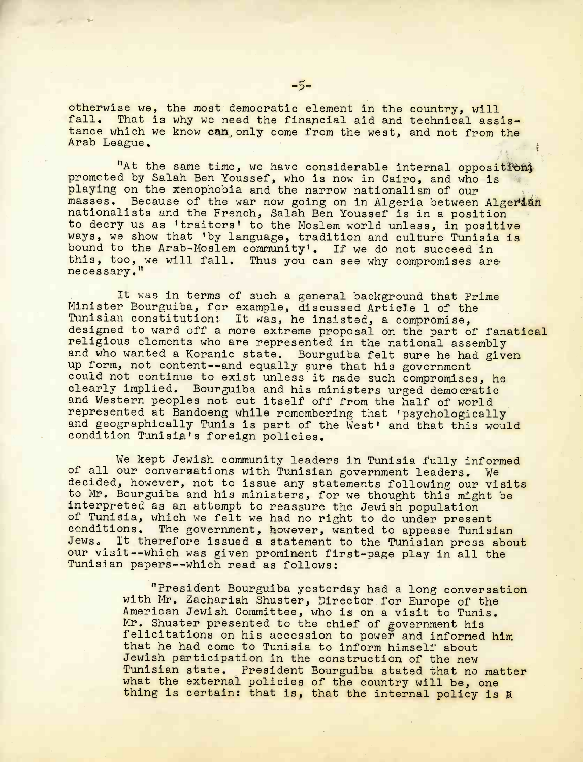otherwise we, the most democratic element in the country, will fall. That is why we need the financial aid and technical assistance which we know can only come from the west, and not from the Arab League.

"At the same time, we have considerable internal opposition, promoted by Salah Ben Youssef, who is now in Cairo, and who is playing on the xenophobia and the narrow nationalism of our masses. Because of the war now going on in Algeria between Algerian nationalists and the French, Salah Ben Youssef is in a position to decry us as 'traitors' to the Moslem world unless, in positive ways, we show that 'by language, tradition and culture Tunisia is bound to the Arab-Moslem community'. If we do not succeed in this, too, we will fall. Thus you can see why compromises are necessary."

It was in terms of such a general background that Prime Minister Bourguiba, for example, discussed Article 1 of the Tunisian constitution: It was, he insisted, a compromise, designed to ward off a more extreme proposal on the part of fanatical religious elements who are represented in the national assembly and who wanted a Koranic state. Bourguiba felt sure he had given up form, not content--and equally sure that his government could not continue to exist unless it made such compromises, he clearly implied. Bourguiba and his ministers urged democratic and Western peoples not cut itself off from the half of world represented at Bandoeng while remembering that 'psychologically and geographically Tunis is part of the West' and that this would condition Tunisia's foreign policies.

We kept Jewish community leaders in Tunisia fully informed of all our conversations with Tunisian government leaders. We decided, however, not to issue any statements following our visits to Mr. Bourguiba and his ministers, for we thought this might be interpreted as an attempt to reassure the Jewish population of Tunisia, which we felt we had no right to do under present conditions. The government, however, wanted to appease Tunisian Jews. It therefore issued a statement to the Tunisian press about our visit--which was given prominent first-page play in all the Tunisian papers--which read as follows:

> "President Bourguiba yesterday had a long conversation with Mr. Zachariah Shuster, Director for Europe of the American Jewish Committee, who is on a visit to Tunis. Mr. Shuster presented to the chief of government his felicitations on his accession to power and informed him that he had come to Tunisia to inform himself about Jewish participation in the construction of the new Tunisian state. President Bourguiba stated that no matter what the external policies of the country will be, one thing is certain: that is, that the internal policy is a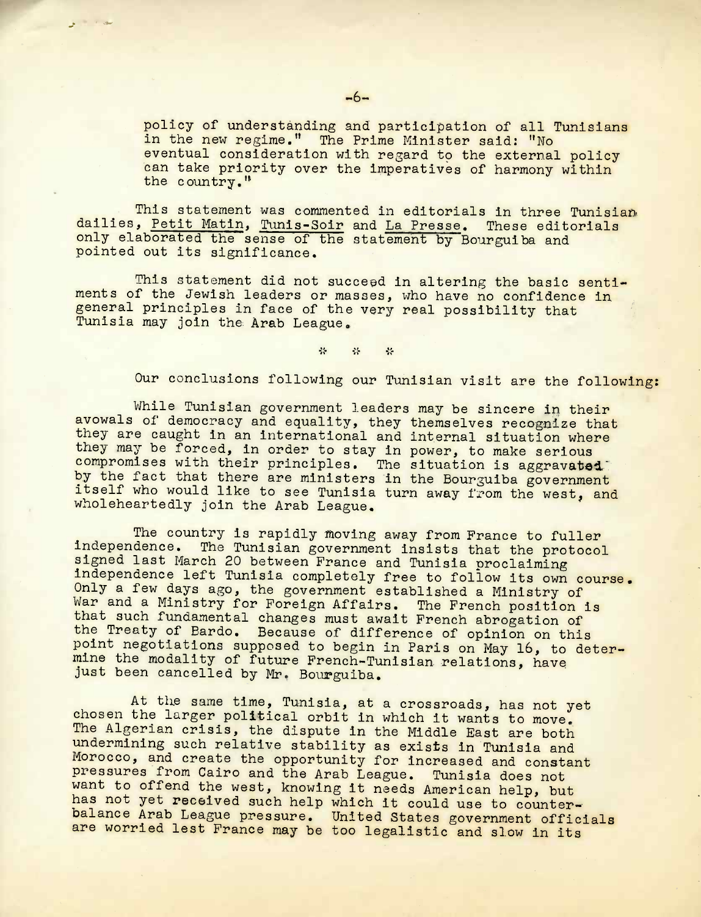policy of understanding and participation of all Tunisians in the new regime." The Prime Minister said: "No eventual consideration with regard to the external policy can take priority over the imperatives of harmony within the country."

This statement was commented in editorials in three Tunisian dailies, Petit Matin, Tunis-Soir and La Presse. These editorials only elaborated the sense of the statement by Bourguiba and pointed out its significance.

This statement did not succeed in altering the basic sentiments of the Jewish leaders or masses, who have no confidence in general principles in face of the very real possibility that Tunisia may join the Arab League.

\* \* \*

Our conclusions following our Tunisian visit are the following:

While Tunisian government leaders may be sincere in their avowals of democracy and equality, they themselves recognize that they are caught in an international and internal situation where they may be forced, in order to stay in power, to make serious compromises with their principles. The situation is aggravated by the fact that there are ministers in the Bourguiba government itself who would like to see Tunisia turn away from the west, and wholeheartedly join the Arab League.

The country is rapidly moving away from France to fuller independence. The Tunisian government insists that the protocol signed last March 20 between France and Tunisia proclaiming independence left Tunisia completely free to follow its own course. Only a few days ago, the government established a Ministry of War and a Ministry for Foreign Affairs. The French position is that such fundamental changes must await French abrogation of the Treaty of Bardo. Because of difference of opinion on this point negotiations supposed to begin in Paris on May 16, to determine the modality of future French-Tunisian relations, have just been cancelled by Mr. Bourguiba.

At the same time, Tunisia, at a crossroads, has not yet chosen the larger political orbit in which it wants to move. The Algerian crisis, the dispute in the Middle East are both undermining such relative stability as exists in Tunisia and Morocco, and create the opportunity for increased and constant pressures from Cairo and the Arab League. Tunisia does not want to offend the west, knowing it needs American help, but has not yet received such help which it could use to counterbalance Arab League pressure. United States government officials are worried lest France may be too legalistic and slow in its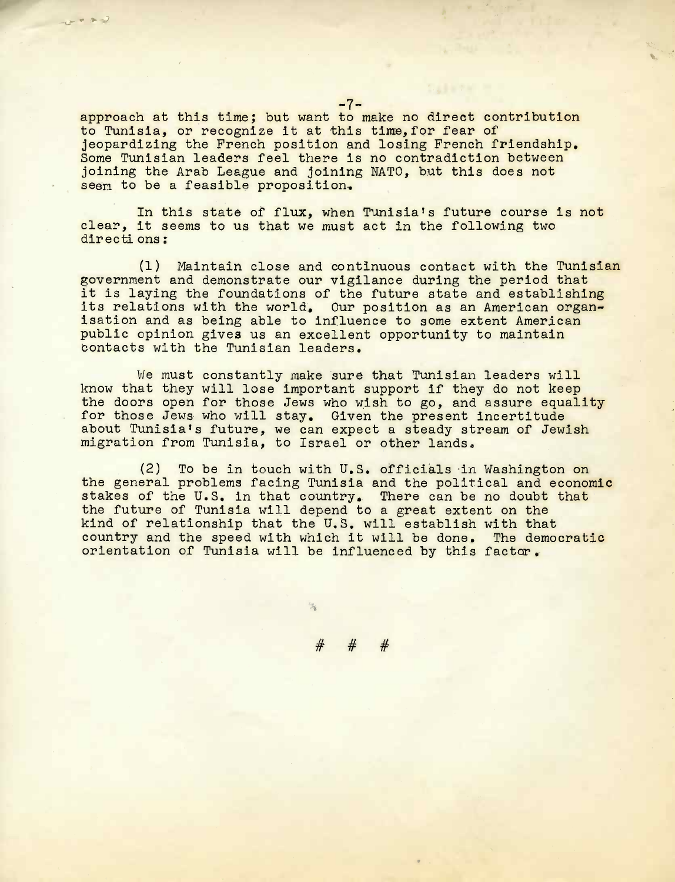approach at this time; but want to make no direct contribution to Tunisia, or recognize it at this time, for fear of jeopardizing the French position and losing French friendship. Some Tunisian leaders feel there is no contradiction between joining the Arab League and joining NATO, but this does not seem to be a feasible proposition.

In this state of flux, when Tunisia's future course is not clear, it seems to us that we must act in the following two directions:

(1) Maintain close and continuous contact with the Tunisian government and demonstrate our vigilance during the period that it is laying the foundations of the future state and establishing its relations with the world. Our position as an American organisation and as being able to influence to some extent American public opinion gives us an excellent opportunity to maintain contacts with the Tunisian leaders.

We must constantly make sure that Tunisian leaders will know that they will lose important support if they do not keep the doors open for those Jews who wish to go, and assure equality for those Jews who will stay. Given the present incertitude about Tunisia's future, we can expect a steady stream of Jewish migration from Tunisia, to Israel or other lands.

(2) To be in touch with U.S. officials in Washington on the general problems facing Tunisia and the political and economic stakes of the U.S. in that country. There can be no doubt that the future of Tunisia will depend to a great extent on the kind of relationship that the U.S. will establish with that country and the speed with which it will be done. The democratic orientation of Tunisia will be influenced by this factor.

# # #